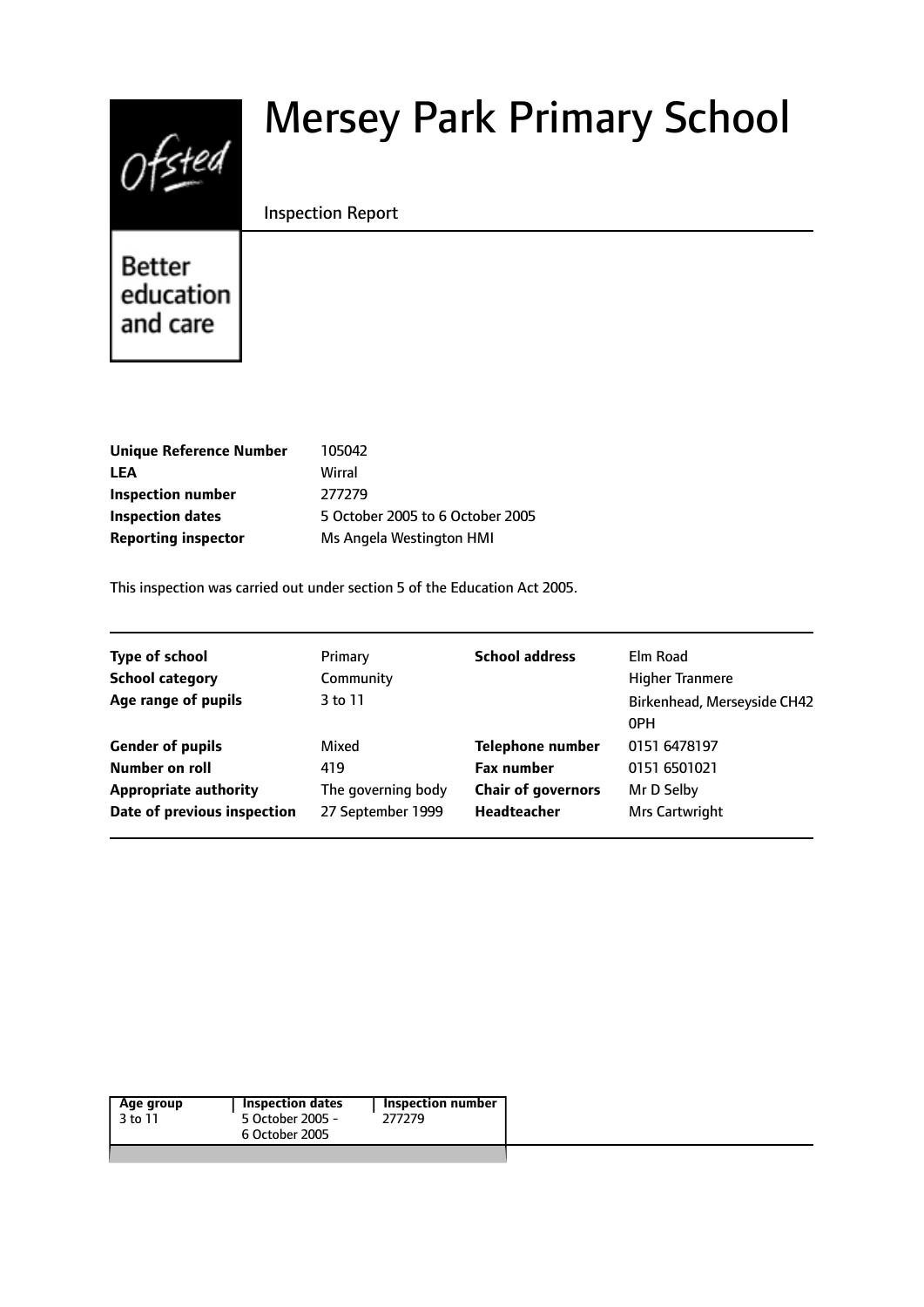# Mersey Park Primary School

Inspection Report

Better education and care

| | |
|---|---|
| **Unique Reference Number** | 105042 |
| **LEA** | Wirral |
| **Inspection number** | 277279 |
| **Inspection dates** | 5 October 2005 to 6 October 2005 |
| **Reporting inspector** | Ms Angela Westington HMI |

This inspection was carried out under section 5 of the Education Act 2005.

| | | | |
|---|---|---|---|
| **Type of school** | Primary | **School address** | Elm Road |
| **School category** | Community | | Higher Tranmere |
| **Age range of pupils** | 3 to 11 | | Birkenhead, Merseyside CH42 0PH |
| **Gender of pupils** | Mixed | **Telephone number** | 0151 6478197 |
| **Number on roll** | 419 | **Fax number** | 0151 6501021 |
| **Appropriate authority** | The governing body | **Chair of governors** | Mr D Selby |
| **Date of previous inspection** | 27 September 1999 | **Headteacher** | Mrs Cartwright |

| Age group | Inspection dates | Inspection number |
|---|---|---|
| 3 to 11 | 5 October 2005 - 6 October 2005 | 277279 |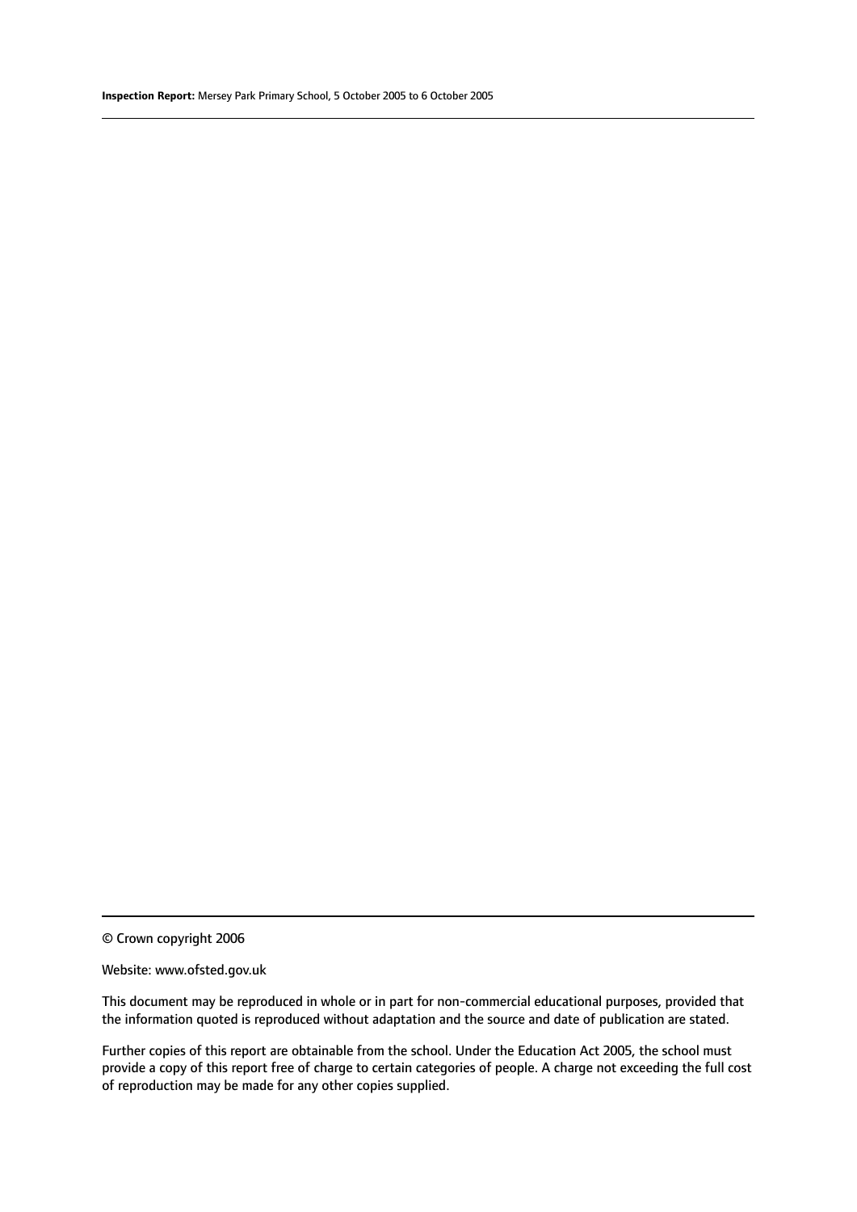© Crown copyright 2006

Website: www.ofsted.gov.uk

This document may be reproduced in whole or in part for non-commercial educational purposes, provided that the information quoted is reproduced without adaptation and the source and date of publication are stated.

Further copies of this report are obtainable from the school. Under the Education Act 2005, the school must provide a copy of this report free of charge to certain categories of people. A charge not exceeding the full cost of reproduction may be made for any other copies supplied.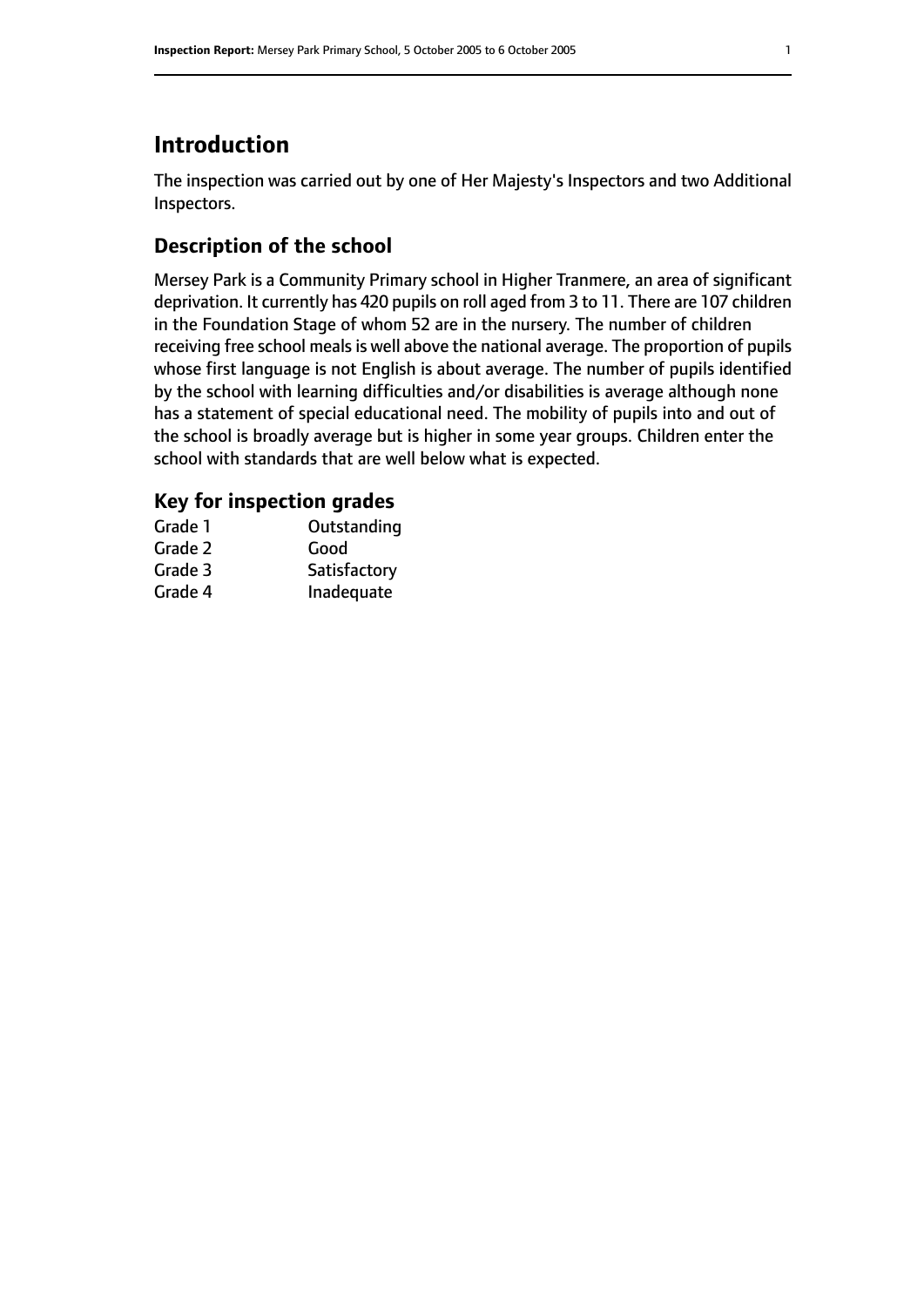# Introduction

The inspection was carried out by one of Her Majesty's Inspectors and two Additional Inspectors.

## Description of the school

Mersey Park is a Community Primary school in Higher Tranmere, an area of significant deprivation. It currently has 420 pupils on roll aged from 3 to 11. There are 107 children in the Foundation Stage of whom 52 are in the nursery. The number of children receiving free school meals is well above the national average. The proportion of pupils whose first language is not English is about average. The number of pupils identified by the school with learning difficulties and/or disabilities is average although none has a statement of special educational need. The mobility of pupils into and out of the school is broadly average but is higher in some year groups. Children enter the school with standards that are well below what is expected.

### Key for inspection grades

| | |
|---|---|
| Grade 1 | Outstanding |
| Grade 2 | Good |
| Grade 3 | Satisfactory |
| Grade 4 | Inadequate |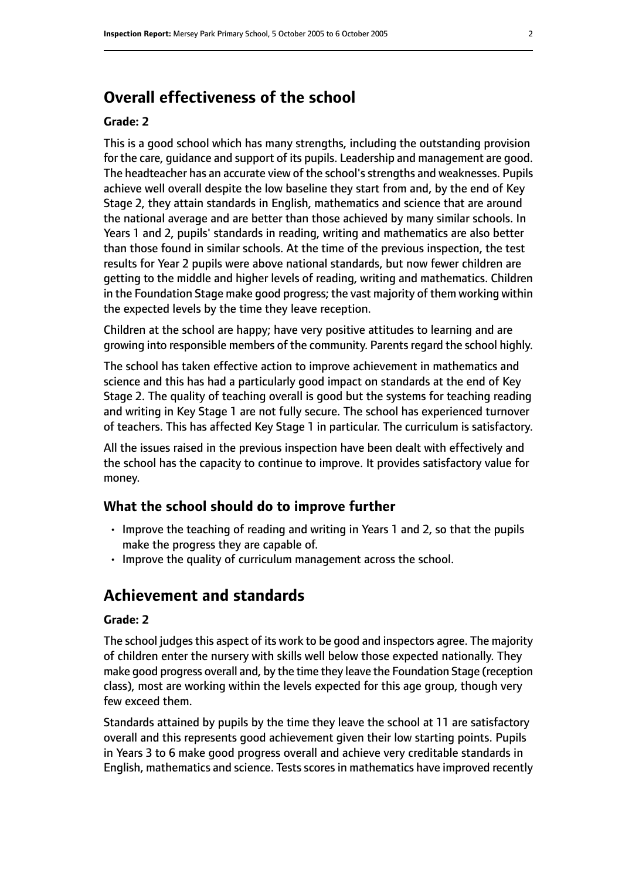## Overall effectiveness of the school

**Grade: 2**

This is a good school which has many strengths, including the outstanding provision for the care, guidance and support of its pupils. Leadership and management are good. The headteacher has an accurate view of the school's strengths and weaknesses. Pupils achieve well overall despite the low baseline they start from and, by the end of Key Stage 2, they attain standards in English, mathematics and science that are around the national average and are better than those achieved by many similar schools. In Years 1 and 2, pupils' standards in reading, writing and mathematics are also better than those found in similar schools. At the time of the previous inspection, the test results for Year 2 pupils were above national standards, but now fewer children are getting to the middle and higher levels of reading, writing and mathematics. Children in the Foundation Stage make good progress; the vast majority of them working within the expected levels by the time they leave reception.

Children at the school are happy; have very positive attitudes to learning and are growing into responsible members of the community. Parents regard the school highly.

The school has taken effective action to improve achievement in mathematics and science and this has had a particularly good impact on standards at the end of Key Stage 2. The quality of teaching overall is good but the systems for teaching reading and writing in Key Stage 1 are not fully secure. The school has experienced turnover of teachers. This has affected Key Stage 1 in particular. The curriculum is satisfactory.

All the issues raised in the previous inspection have been dealt with effectively and the school has the capacity to continue to improve. It provides satisfactory value for money.

### What the school should do to improve further

- Improve the teaching of reading and writing in Years 1 and 2, so that the pupils make the progress they are capable of.
- Improve the quality of curriculum management across the school.

## Achievement and standards

**Grade: 2**

The school judges this aspect of its work to be good and inspectors agree. The majority of children enter the nursery with skills well below those expected nationally. They make good progress overall and, by the time they leave the Foundation Stage (reception class), most are working within the levels expected for this age group, though very few exceed them.

Standards attained by pupils by the time they leave the school at 11 are satisfactory overall and this represents good achievement given their low starting points. Pupils in Years 3 to 6 make good progress overall and achieve very creditable standards in English, mathematics and science. Tests scores in mathematics have improved recently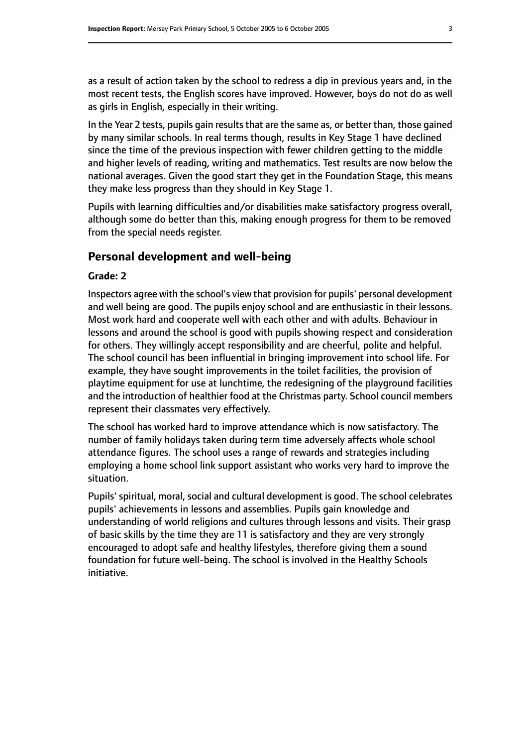as a result of action taken by the school to redress a dip in previous years and, in the most recent tests, the English scores have improved. However, boys do not do as well as girls in English, especially in their writing.

In the Year 2 tests, pupils gain results that are the same as, or better than, those gained by many similar schools. In real terms though, results in Key Stage 1 have declined since the time of the previous inspection with fewer children getting to the middle and higher levels of reading, writing and mathematics. Test results are now below the national averages. Given the good start they get in the Foundation Stage, this means they make less progress than they should in Key Stage 1.

Pupils with learning difficulties and/or disabilities make satisfactory progress overall, although some do better than this, making enough progress for them to be removed from the special needs register.

## Personal development and well-being

### Grade: 2

Inspectors agree with the school's view that provision for pupils' personal development and well being are good. The pupils enjoy school and are enthusiastic in their lessons. Most work hard and cooperate well with each other and with adults. Behaviour in lessons and around the school is good with pupils showing respect and consideration for others. They willingly accept responsibility and are cheerful, polite and helpful. The school council has been influential in bringing improvement into school life. For example, they have sought improvements in the toilet facilities, the provision of playtime equipment for use at lunchtime, the redesigning of the playground facilities and the introduction of healthier food at the Christmas party. School council members represent their classmates very effectively.

The school has worked hard to improve attendance which is now satisfactory. The number of family holidays taken during term time adversely affects whole school attendance figures. The school uses a range of rewards and strategies including employing a home school link support assistant who works very hard to improve the situation.

Pupils' spiritual, moral, social and cultural development is good. The school celebrates pupils' achievements in lessons and assemblies. Pupils gain knowledge and understanding of world religions and cultures through lessons and visits. Their grasp of basic skills by the time they are 11 is satisfactory and they are very strongly encouraged to adopt safe and healthy lifestyles, therefore giving them a sound foundation for future well-being. The school is involved in the Healthy Schools initiative.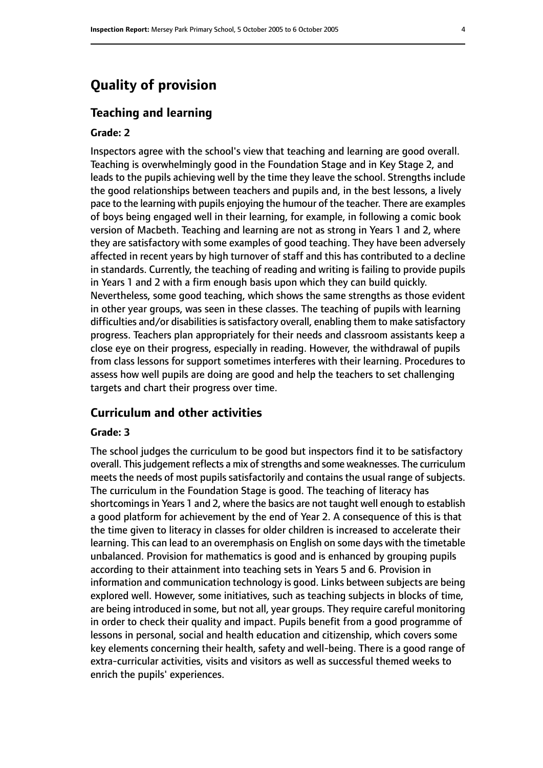# Quality of provision

## Teaching and learning

### Grade: 2

Inspectors agree with the school's view that teaching and learning are good overall. Teaching is overwhelmingly good in the Foundation Stage and in Key Stage 2, and leads to the pupils achieving well by the time they leave the school. Strengths include the good relationships between teachers and pupils and, in the best lessons, a lively pace to the learning with pupils enjoying the humour of the teacher. There are examples of boys being engaged well in their learning, for example, in following a comic book version of Macbeth. Teaching and learning are not as strong in Years 1 and 2, where they are satisfactory with some examples of good teaching. They have been adversely affected in recent years by high turnover of staff and this has contributed to a decline in standards. Currently, the teaching of reading and writing is failing to provide pupils in Years 1 and 2 with a firm enough basis upon which they can build quickly. Nevertheless, some good teaching, which shows the same strengths as those evident in other year groups, was seen in these classes. The teaching of pupils with learning difficulties and/or disabilities is satisfactory overall, enabling them to make satisfactory progress. Teachers plan appropriately for their needs and classroom assistants keep a close eye on their progress, especially in reading. However, the withdrawal of pupils from class lessons for support sometimes interferes with their learning. Procedures to assess how well pupils are doing are good and help the teachers to set challenging targets and chart their progress over time.

## Curriculum and other activities

### Grade: 3

The school judges the curriculum to be good but inspectors find it to be satisfactory overall. This judgement reflects a mix of strengths and some weaknesses. The curriculum meets the needs of most pupils satisfactorily and contains the usual range of subjects. The curriculum in the Foundation Stage is good. The teaching of literacy has shortcomings in Years 1 and 2, where the basics are not taught well enough to establish a good platform for achievement by the end of Year 2. A consequence of this is that the time given to literacy in classes for older children is increased to accelerate their learning. This can lead to an overemphasis on English on some days with the timetable unbalanced. Provision for mathematics is good and is enhanced by grouping pupils according to their attainment into teaching sets in Years 5 and 6. Provision in information and communication technology is good. Links between subjects are being explored well. However, some initiatives, such as teaching subjects in blocks of time, are being introduced in some, but not all, year groups. They require careful monitoring in order to check their quality and impact. Pupils benefit from a good programme of lessons in personal, social and health education and citizenship, which covers some key elements concerning their health, safety and well-being. There is a good range of extra-curricular activities, visits and visitors as well as successful themed weeks to enrich the pupils' experiences.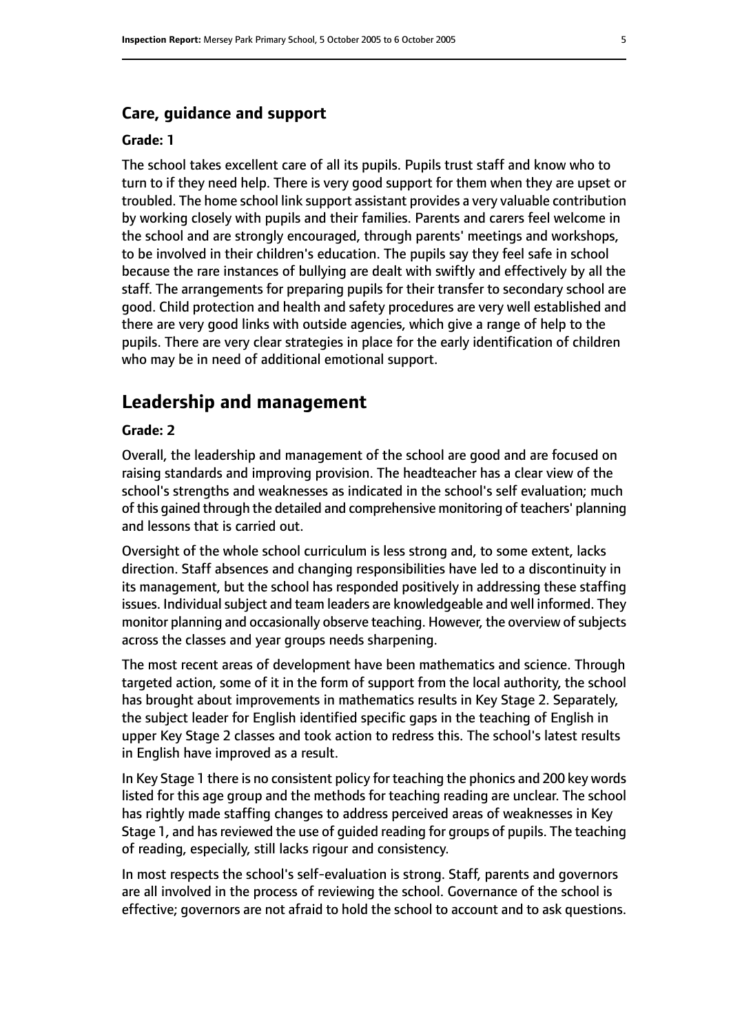### Care, guidance and support

**Grade: 1**

The school takes excellent care of all its pupils. Pupils trust staff and know who to turn to if they need help. There is very good support for them when they are upset or troubled. The home school link support assistant provides a very valuable contribution by working closely with pupils and their families. Parents and carers feel welcome in the school and are strongly encouraged, through parents' meetings and workshops, to be involved in their children's education. The pupils say they feel safe in school because the rare instances of bullying are dealt with swiftly and effectively by all the staff. The arrangements for preparing pupils for their transfer to secondary school are good. Child protection and health and safety procedures are very well established and there are very good links with outside agencies, which give a range of help to the pupils. There are very clear strategies in place for the early identification of children who may be in need of additional emotional support.

## Leadership and management

**Grade: 2**

Overall, the leadership and management of the school are good and are focused on raising standards and improving provision. The headteacher has a clear view of the school's strengths and weaknesses as indicated in the school's self evaluation; much of this gained through the detailed and comprehensive monitoring of teachers' planning and lessons that is carried out.

Oversight of the whole school curriculum is less strong and, to some extent, lacks direction. Staff absences and changing responsibilities have led to a discontinuity in its management, but the school has responded positively in addressing these staffing issues. Individual subject and team leaders are knowledgeable and well informed. They monitor planning and occasionally observe teaching. However, the overview of subjects across the classes and year groups needs sharpening.

The most recent areas of development have been mathematics and science. Through targeted action, some of it in the form of support from the local authority, the school has brought about improvements in mathematics results in Key Stage 2. Separately, the subject leader for English identified specific gaps in the teaching of English in upper Key Stage 2 classes and took action to redress this. The school's latest results in English have improved as a result.

In Key Stage 1 there is no consistent policy for teaching the phonics and 200 key words listed for this age group and the methods for teaching reading are unclear. The school has rightly made staffing changes to address perceived areas of weaknesses in Key Stage 1, and has reviewed the use of guided reading for groups of pupils. The teaching of reading, especially, still lacks rigour and consistency.

In most respects the school's self-evaluation is strong. Staff, parents and governors are all involved in the process of reviewing the school. Governance of the school is effective; governors are not afraid to hold the school to account and to ask questions.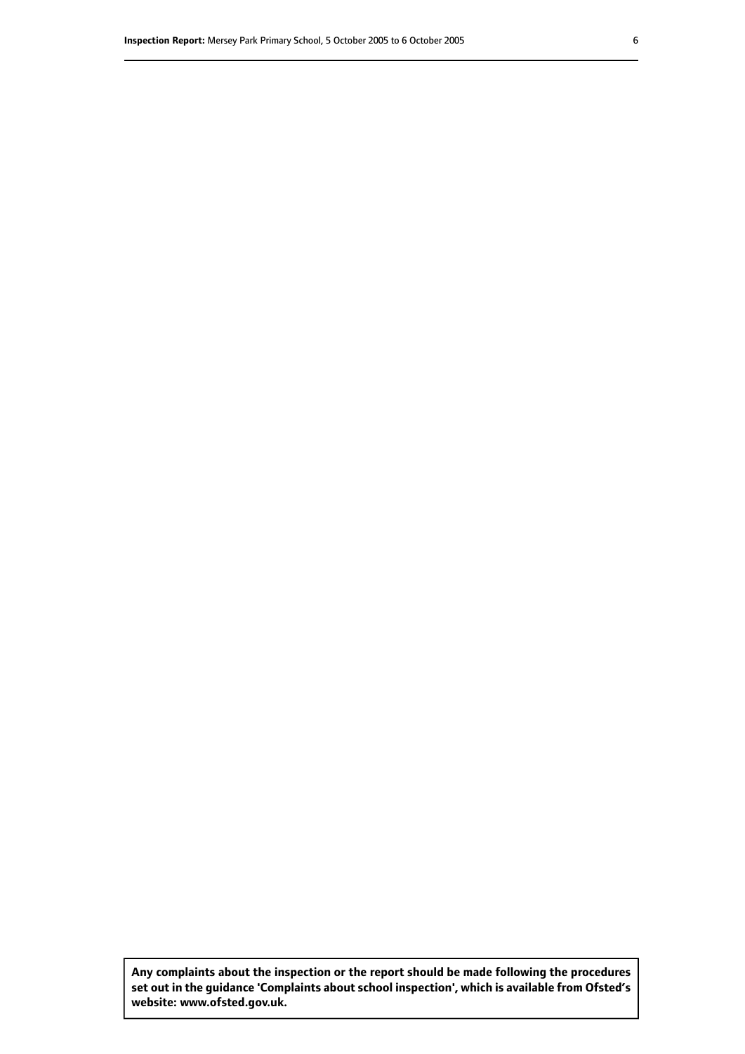**Any complaints about the inspection or the report should be made following the procedures set out in the guidance 'Complaints about school inspection', which is available from Ofsted's website: www.ofsted.gov.uk.**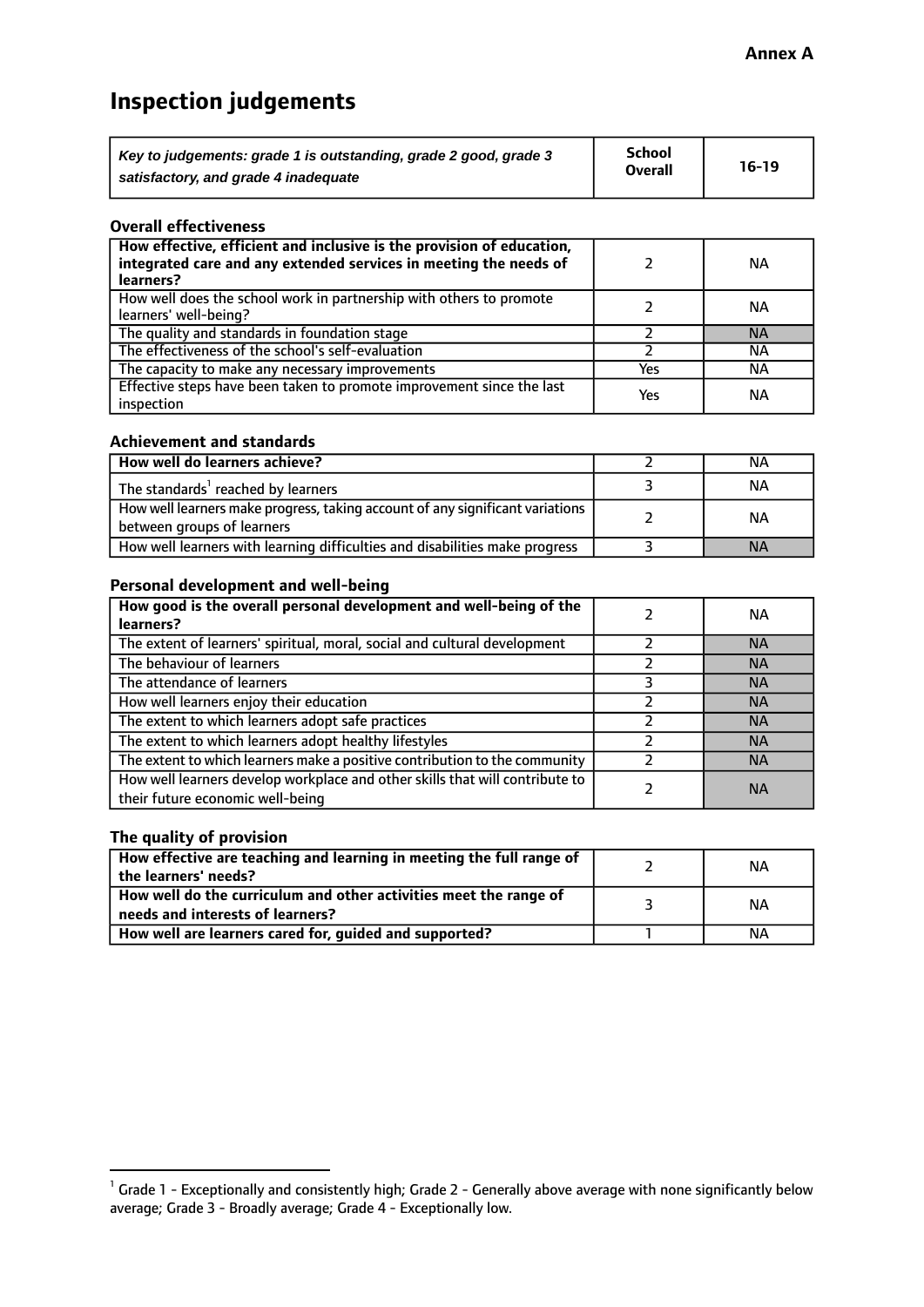**Annex A**

# Inspection judgements

| *Key to judgements: grade 1 is outstanding, grade 2 good, grade 3 satisfactory, and grade 4 inadequate* | School Overall | 16-19 |
|---|---|---|

### Overall effectiveness

| | | |
|---|---|---|
| **How effective, efficient and inclusive is the provision of education, integrated care and any extended services in meeting the needs of learners?** | 2 | NA |
| How well does the school work in partnership with others to promote learners' well-being? | 2 | NA |
| The quality and standards in foundation stage | 2 | NA |
| The effectiveness of the school's self-evaluation | 2 | NA |
| The capacity to make any necessary improvements | Yes | NA |
| Effective steps have been taken to promote improvement since the last inspection | Yes | NA |

### Achievement and standards

| | | |
|---|---|---|
| **How well do learners achieve?** | 2 | NA |
| The standards[1] reached by learners | 3 | NA |
| How well learners make progress, taking account of any significant variations between groups of learners | 2 | NA |
| How well learners with learning difficulties and disabilities make progress | 3 | NA |

### Personal development and well-being

| | | |
|---|---|---|
| **How good is the overall personal development and well-being of the learners?** | 2 | NA |
| The extent of learners' spiritual, moral, social and cultural development | 2 | NA |
| The behaviour of learners | 2 | NA |
| The attendance of learners | 3 | NA |
| How well learners enjoy their education | 2 | NA |
| The extent to which learners adopt safe practices | 2 | NA |
| The extent to which learners adopt healthy lifestyles | 2 | NA |
| The extent to which learners make a positive contribution to the community | 2 | NA |
| How well learners develop workplace and other skills that will contribute to their future economic well-being | 2 | NA |

### The quality of provision

| | | |
|---|---|---|
| **How effective are teaching and learning in meeting the full range of the learners' needs?** | 2 | NA |
| **How well do the curriculum and other activities meet the range of needs and interests of learners?** | 3 | NA |
| **How well are learners cared for, guided and supported?** | 1 | NA |

[1] Grade 1 - Exceptionally and consistently high; Grade 2 - Generally above average with none significantly below average; Grade 3 - Broadly average; Grade 4 - Exceptionally low.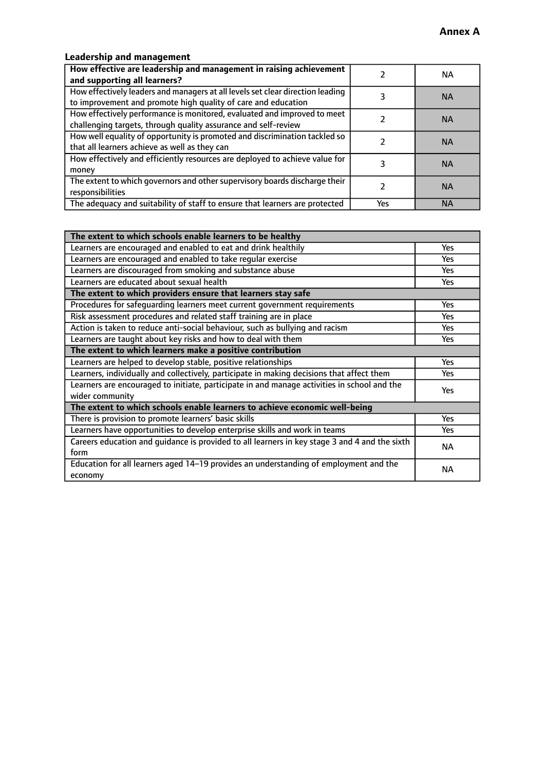**Annex A**

### Leadership and management

| **How effective are leadership and management in raising achievement and supporting all learners?** | 2 | NA |
|---|---|---|
| How effectively leaders and managers at all levels set clear direction leading to improvement and promote high quality of care and education | 3 | NA |
| How effectively performance is monitored, evaluated and improved to meet challenging targets, through quality assurance and self-review | 2 | NA |
| How well equality of opportunity is promoted and discrimination tackled so that all learners achieve as well as they can | 2 | NA |
| How effectively and efficiently resources are deployed to achieve value for money | 3 | NA |
| The extent to which governors and other supervisory boards discharge their responsibilities | 2 | NA |
| The adequacy and suitability of staff to ensure that learners are protected | Yes | NA |

| **The extent to which schools enable learners to be healthy** | |
|---|---|
| Learners are encouraged and enabled to eat and drink healthily | Yes |
| Learners are encouraged and enabled to take regular exercise | Yes |
| Learners are discouraged from smoking and substance abuse | Yes |
| Learners are educated about sexual health | Yes |
| **The extent to which providers ensure that learners stay safe** | |
| Procedures for safeguarding learners meet current government requirements | Yes |
| Risk assessment procedures and related staff training are in place | Yes |
| Action is taken to reduce anti-social behaviour, such as bullying and racism | Yes |
| Learners are taught about key risks and how to deal with them | Yes |
| **The extent to which learners make a positive contribution** | |
| Learners are helped to develop stable, positive relationships | Yes |
| Learners, individually and collectively, participate in making decisions that affect them | Yes |
| Learners are encouraged to initiate, participate in and manage activities in school and the wider community | Yes |
| **The extent to which schools enable learners to achieve economic well-being** | |
| There is provision to promote learners' basic skills | Yes |
| Learners have opportunities to develop enterprise skills and work in teams | Yes |
| Careers education and guidance is provided to all learners in key stage 3 and 4 and the sixth form | NA |
| Education for all learners aged 14–19 provides an understanding of employment and the economy | NA |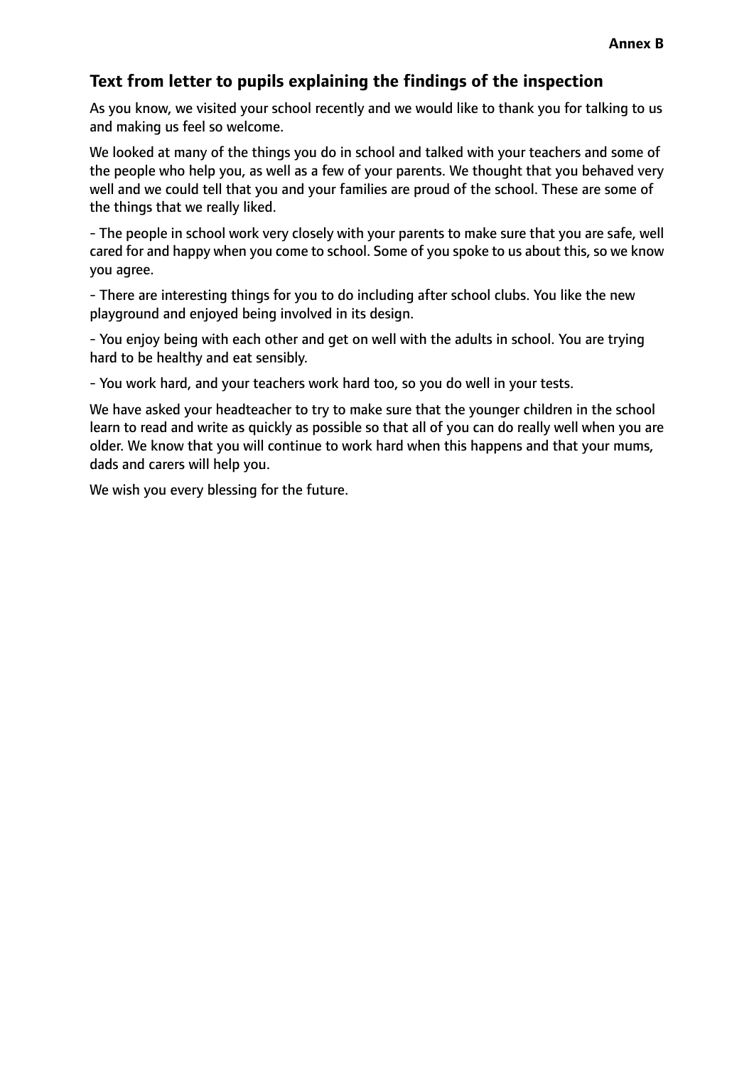**Annex B**

## Text from letter to pupils explaining the findings of the inspection

As you know, we visited your school recently and we would like to thank you for talking to us and making us feel so welcome.

We looked at many of the things you do in school and talked with your teachers and some of the people who help you, as well as a few of your parents. We thought that you behaved very well and we could tell that you and your families are proud of the school. These are some of the things that we really liked.

- The people in school work very closely with your parents to make sure that you are safe, well cared for and happy when you come to school. Some of you spoke to us about this, so we know you agree.

- There are interesting things for you to do including after school clubs. You like the new playground and enjoyed being involved in its design.

- You enjoy being with each other and get on well with the adults in school. You are trying hard to be healthy and eat sensibly.

- You work hard, and your teachers work hard too, so you do well in your tests.

We have asked your headteacher to try to make sure that the younger children in the school learn to read and write as quickly as possible so that all of you can do really well when you are older. We know that you will continue to work hard when this happens and that your mums, dads and carers will help you.

We wish you every blessing for the future.